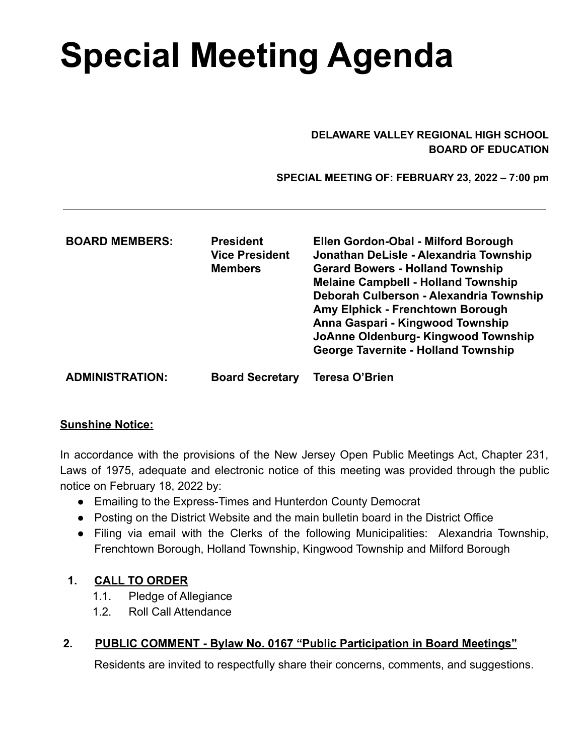# Special Meeting Agenda

**DELAWARE VALLEY REGIONAL HIGH SCHOOL**
**BOARD OF EDUCATION**

**SPECIAL MEETING OF: FEBRUARY 23, 2022 – 7:00 pm**

---

| | | |
|---|---|---|
| **BOARD MEMBERS:** | **President** | **Ellen Gordon-Obal - Milford Borough** |
| | **Vice President** | **Jonathan DeLisle - Alexandria Township** |
| | **Members** | **Gerard Bowers - Holland Township** |
| | | **Melaine Campbell - Holland Township** |
| | | **Deborah Culberson - Alexandria Township** |
| | | **Amy Elphick - Frenchtown Borough** |
| | | **Anna Gaspari - Kingwood Township** |
| | | **JoAnne Oldenburg- Kingwood Township** |
| | | **George Tavernite - Holland Township** |
| **ADMINISTRATION:** | **Board Secretary** | **Teresa O'Brien** |

**Sunshine Notice:**

In accordance with the provisions of the New Jersey Open Public Meetings Act, Chapter 231, Laws of 1975, adequate and electronic notice of this meeting was provided through the public notice on February 18, 2022 by:

- Emailing to the Express-Times and Hunterdon County Democrat
- Posting on the District Website and the main bulletin board in the District Office
- Filing via email with the Clerks of the following Municipalities: Alexandria Township, Frenchtown Borough, Holland Township, Kingwood Township and Milford Borough

1. **CALL TO ORDER**
   - 1.1. Pledge of Allegiance
   - 1.2. Roll Call Attendance

2. **PUBLIC COMMENT - Bylaw No. 0167 "Public Participation in Board Meetings"**

   Residents are invited to respectfully share their concerns, comments, and suggestions.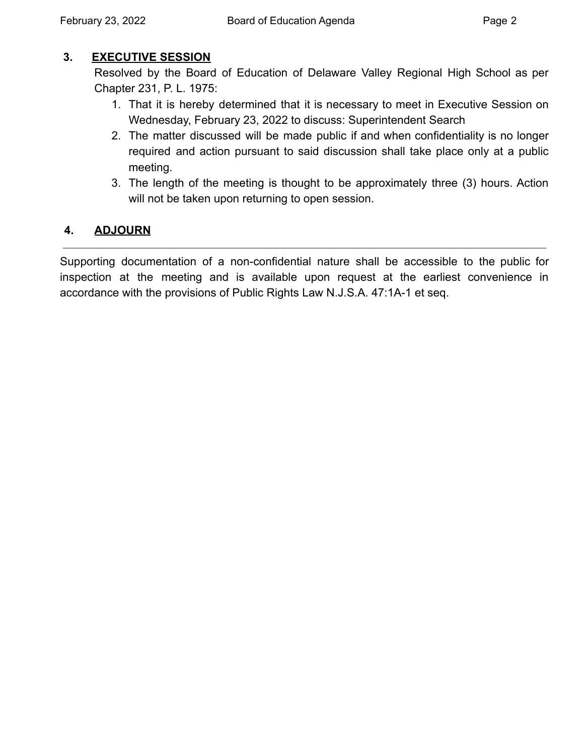**3. <u>EXECUTIVE SESSION</u>**

Resolved by the Board of Education of Delaware Valley Regional High School as per Chapter 231, P. L. 1975:

1. That it is hereby determined that it is necessary to meet in Executive Session on Wednesday, February 23, 2022 to discuss: Superintendent Search
2. The matter discussed will be made public if and when confidentiality is no longer required and action pursuant to said discussion shall take place only at a public meeting.
3. The length of the meeting is thought to be approximately three (3) hours. Action will not be taken upon returning to open session.

**4. <u>ADJOURN</u>**

---

Supporting documentation of a non-confidential nature shall be accessible to the public for inspection at the meeting and is available upon request at the earliest convenience in accordance with the provisions of Public Rights Law N.J.S.A. 47:1A-1 et seq.